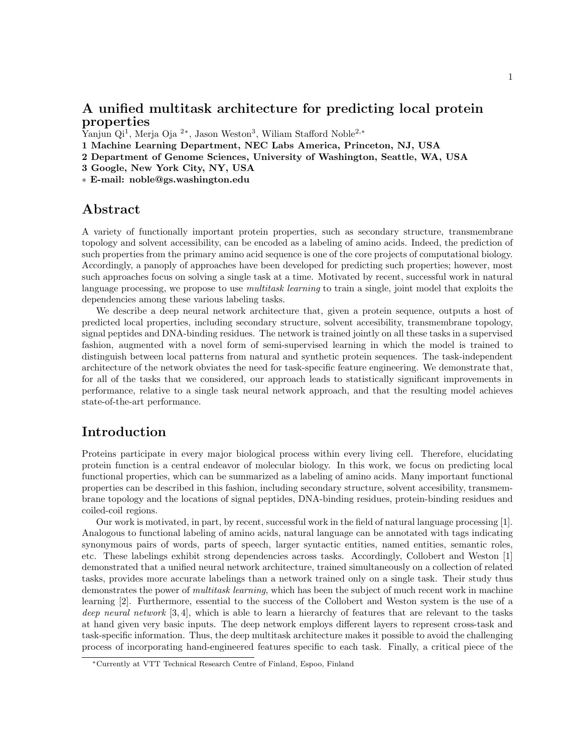# A unified multitask architecture for predicting local protein properties

Yanjun Qi[1], Merja Oja [2*], Jason Weston[3], Wiliam Stafford Noble[2,*]

**1 Machine Learning Department, NEC Labs America, Princeton, NJ, USA**

**2 Department of Genome Sciences, University of Washington, Seattle, WA, USA**

**3 Google, New York City, NY, USA**

**∗ E-mail: noble@gs.washington.edu**

## Abstract

A variety of functionally important protein properties, such as secondary structure, transmembrane topology and solvent accessibility, can be encoded as a labeling of amino acids. Indeed, the prediction of such properties from the primary amino acid sequence is one of the core projects of computational biology. Accordingly, a panoply of approaches have been developed for predicting such properties; however, most such approaches focus on solving a single task at a time. Motivated by recent, successful work in natural language processing, we propose to use *multitask learning* to train a single, joint model that exploits the dependencies among these various labeling tasks.

We describe a deep neural network architecture that, given a protein sequence, outputs a host of predicted local properties, including secondary structure, solvent accesibility, transmembrane topology, signal peptides and DNA-binding residues. The network is trained jointly on all these tasks in a supervised fashion, augmented with a novel form of semi-supervised learning in which the model is trained to distinguish between local patterns from natural and synthetic protein sequences. The task-independent architecture of the network obviates the need for task-specific feature engineering. We demonstrate that, for all of the tasks that we considered, our approach leads to statistically significant improvements in performance, relative to a single task neural network approach, and that the resulting model achieves state-of-the-art performance.

## Introduction

Proteins participate in every major biological process within every living cell. Therefore, elucidating protein function is a central endeavor of molecular biology. In this work, we focus on predicting local functional properties, which can be summarized as a labeling of amino acids. Many important functional properties can be described in this fashion, including secondary structure, solvent accesibility, transmembrane topology and the locations of signal peptides, DNA-binding residues, protein-binding residues and coiled-coil regions.

Our work is motivated, in part, by recent, successful work in the field of natural language processing [1]. Analogous to functional labeling of amino acids, natural language can be annotated with tags indicating synonymous pairs of words, parts of speech, larger syntactic entities, named entities, semantic roles, etc. These labelings exhibit strong dependencies across tasks. Accordingly, Collobert and Weston [1] demonstrated that a unified neural network architecture, trained simultaneously on a collection of related tasks, provides more accurate labelings than a network trained only on a single task. Their study thus demonstrates the power of *multitask learning*, which has been the subject of much recent work in machine learning [2]. Furthermore, essential to the success of the Collobert and Weston system is the use of a *deep neural network* [3, 4], which is able to learn a hierarchy of features that are relevant to the tasks at hand given very basic inputs. The deep network employs different layers to represent cross-task and task-specific information. Thus, the deep multitask architecture makes it possible to avoid the challenging process of incorporating hand-engineered features specific to each task. Finally, a critical piece of the

*Currently at VTT Technical Research Centre of Finland, Espoo, Finland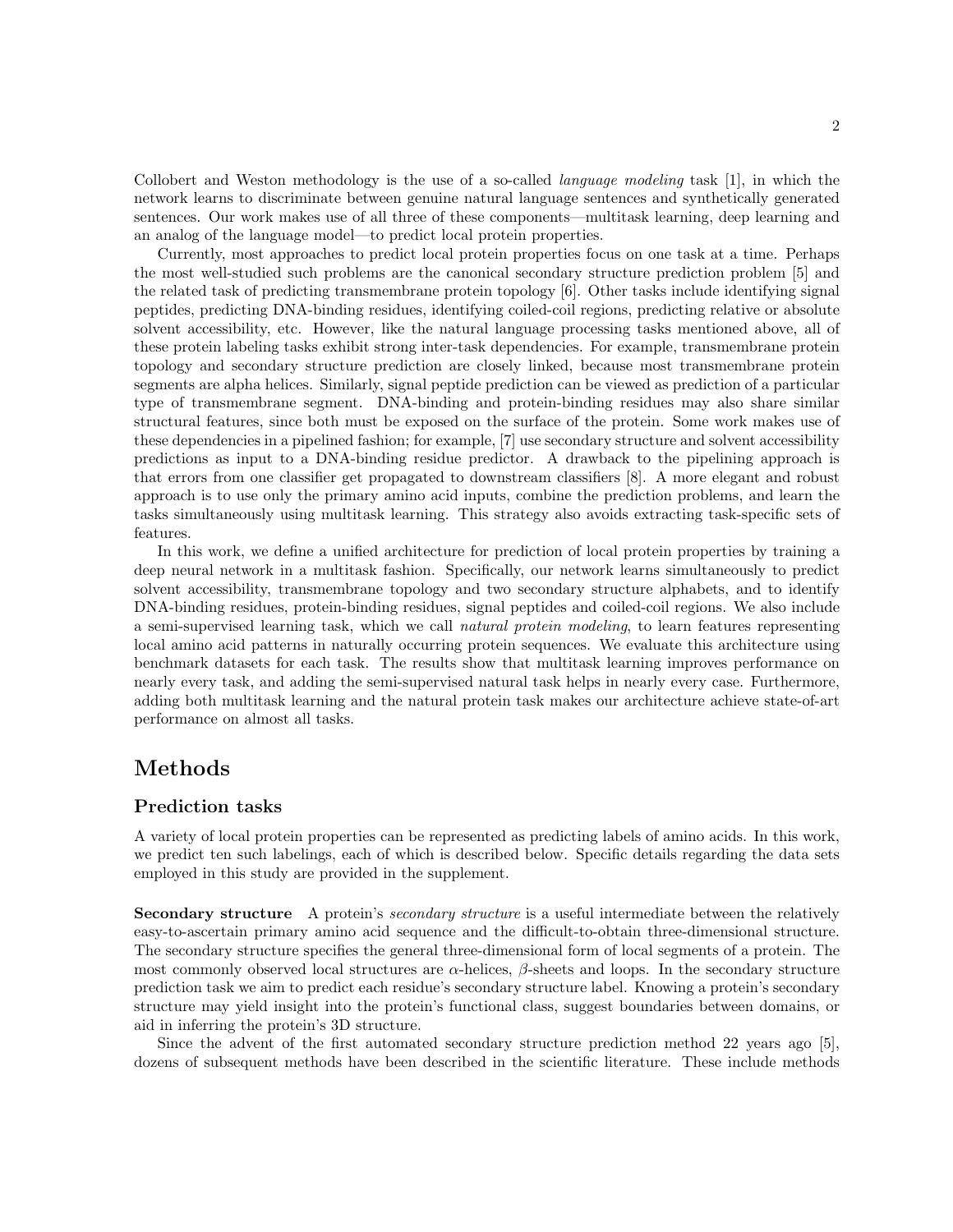Collobert and Weston methodology is the use of a so-called *language modeling* task [1], in which the network learns to discriminate between genuine natural language sentences and synthetically generated sentences. Our work makes use of all three of these components—multitask learning, deep learning and an analog of the language model—to predict local protein properties.

Currently, most approaches to predict local protein properties focus on one task at a time. Perhaps the most well-studied such problems are the canonical secondary structure prediction problem [5] and the related task of predicting transmembrane protein topology [6]. Other tasks include identifying signal peptides, predicting DNA-binding residues, identifying coiled-coil regions, predicting relative or absolute solvent accessibility, etc. However, like the natural language processing tasks mentioned above, all of these protein labeling tasks exhibit strong inter-task dependencies. For example, transmembrane protein topology and secondary structure prediction are closely linked, because most transmembrane protein segments are alpha helices. Similarly, signal peptide prediction can be viewed as prediction of a particular type of transmembrane segment. DNA-binding and protein-binding residues may also share similar structural features, since both must be exposed on the surface of the protein. Some work makes use of these dependencies in a pipelined fashion; for example, [7] use secondary structure and solvent accessibility predictions as input to a DNA-binding residue predictor. A drawback to the pipelining approach is that errors from one classifier get propagated to downstream classifiers [8]. A more elegant and robust approach is to use only the primary amino acid inputs, combine the prediction problems, and learn the tasks simultaneously using multitask learning. This strategy also avoids extracting task-specific sets of features.

In this work, we define a unified architecture for prediction of local protein properties by training a deep neural network in a multitask fashion. Specifically, our network learns simultaneously to predict solvent accessibility, transmembrane topology and two secondary structure alphabets, and to identify DNA-binding residues, protein-binding residues, signal peptides and coiled-coil regions. We also include a semi-supervised learning task, which we call *natural protein modeling*, to learn features representing local amino acid patterns in naturally occurring protein sequences. We evaluate this architecture using benchmark datasets for each task. The results show that multitask learning improves performance on nearly every task, and adding the semi-supervised natural task helps in nearly every case. Furthermore, adding both multitask learning and the natural protein task makes our architecture achieve state-of-art performance on almost all tasks.

# Methods

## Prediction tasks

A variety of local protein properties can be represented as predicting labels of amino acids. In this work, we predict ten such labelings, each of which is described below. Specific details regarding the data sets employed in this study are provided in the supplement.

**Secondary structure** A protein's *secondary structure* is a useful intermediate between the relatively easy-to-ascertain primary amino acid sequence and the difficult-to-obtain three-dimensional structure. The secondary structure specifies the general three-dimensional form of local segments of a protein. The most commonly observed local structures are $\alpha$-helices, $\beta$-sheets and loops. In the secondary structure prediction task we aim to predict each residue's secondary structure label. Knowing a protein's secondary structure may yield insight into the protein's functional class, suggest boundaries between domains, or aid in inferring the protein's 3D structure.

Since the advent of the first automated secondary structure prediction method 22 years ago [5], dozens of subsequent methods have been described in the scientific literature. These include methods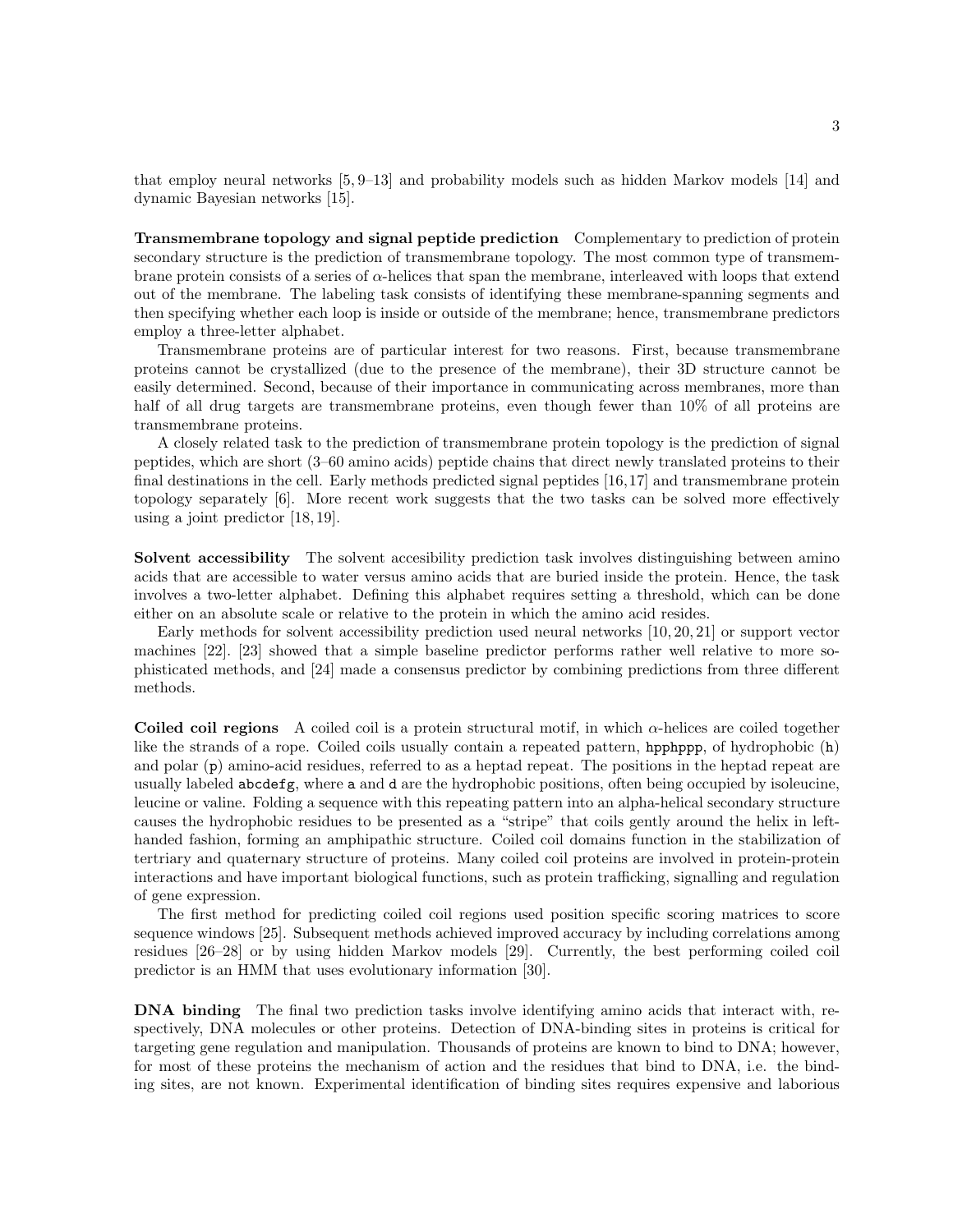that employ neural networks [5, 9–13] and probability models such as hidden Markov models [14] and dynamic Bayesian networks [15].

**Transmembrane topology and signal peptide prediction** Complementary to prediction of protein secondary structure is the prediction of transmembrane topology. The most common type of transmembrane protein consists of a series of $\alpha$-helices that span the membrane, interleaved with loops that extend out of the membrane. The labeling task consists of identifying these membrane-spanning segments and then specifying whether each loop is inside or outside of the membrane; hence, transmembrane predictors employ a three-letter alphabet.

Transmembrane proteins are of particular interest for two reasons. First, because transmembrane proteins cannot be crystallized (due to the presence of the membrane), their 3D structure cannot be easily determined. Second, because of their importance in communicating across membranes, more than half of all drug targets are transmembrane proteins, even though fewer than 10% of all proteins are transmembrane proteins.

A closely related task to the prediction of transmembrane protein topology is the prediction of signal peptides, which are short (3–60 amino acids) peptide chains that direct newly translated proteins to their final destinations in the cell. Early methods predicted signal peptides [16,17] and transmembrane protein topology separately [6]. More recent work suggests that the two tasks can be solved more effectively using a joint predictor [18, 19].

**Solvent accessibility** The solvent accesibility prediction task involves distinguishing between amino acids that are accessible to water versus amino acids that are buried inside the protein. Hence, the task involves a two-letter alphabet. Defining this alphabet requires setting a threshold, which can be done either on an absolute scale or relative to the protein in which the amino acid resides.

Early methods for solvent accessibility prediction used neural networks [10, 20, 21] or support vector machines [22]. [23] showed that a simple baseline predictor performs rather well relative to more sophisticated methods, and [24] made a consensus predictor by combining predictions from three different methods.

**Coiled coil regions** A coiled coil is a protein structural motif, in which $\alpha$-helices are coiled together like the strands of a rope. Coiled coils usually contain a repeated pattern, `hpphppp`, of hydrophobic (`h`) and polar (`p`) amino-acid residues, referred to as a heptad repeat. The positions in the heptad repeat are usually labeled `abcdefg`, where `a` and `d` are the hydrophobic positions, often being occupied by isoleucine, leucine or valine. Folding a sequence with this repeating pattern into an alpha-helical secondary structure causes the hydrophobic residues to be presented as a "stripe" that coils gently around the helix in left-handed fashion, forming an amphipathic structure. Coiled coil domains function in the stabilization of tertiary and quaternary structure of proteins. Many coiled coil proteins are involved in protein-protein interactions and have important biological functions, such as protein trafficking, signalling and regulation of gene expression.

The first method for predicting coiled coil regions used position specific scoring matrices to score sequence windows [25]. Subsequent methods achieved improved accuracy by including correlations among residues [26–28] or by using hidden Markov models [29]. Currently, the best performing coiled coil predictor is an HMM that uses evolutionary information [30].

**DNA binding** The final two prediction tasks involve identifying amino acids that interact with, respectively, DNA molecules or other proteins. Detection of DNA-binding sites in proteins is critical for targeting gene regulation and manipulation. Thousands of proteins are known to bind to DNA; however, for most of these proteins the mechanism of action and the residues that bind to DNA, i.e. the binding sites, are not known. Experimental identification of binding sites requires expensive and laborious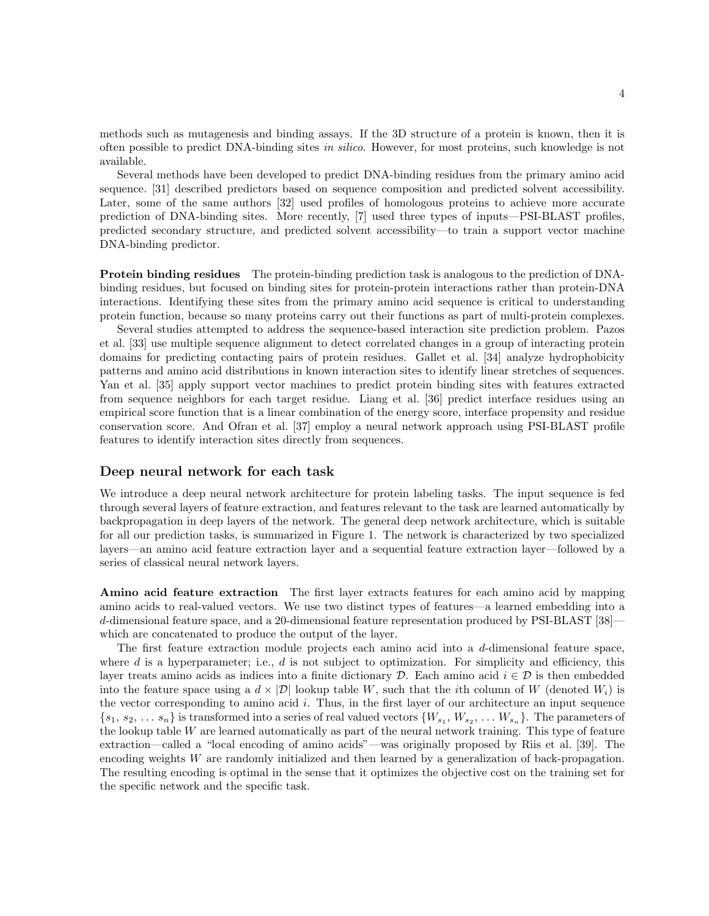methods such as mutagenesis and binding assays. If the 3D structure of a protein is known, then it is often possible to predict DNA-binding sites *in silico*. However, for most proteins, such knowledge is not available.

Several methods have been developed to predict DNA-binding residues from the primary amino acid sequence. [31] described predictors based on sequence composition and predicted solvent accessibility. Later, some of the same authors [32] used profiles of homologous proteins to achieve more accurate prediction of DNA-binding sites. More recently, [7] used three types of inputs—PSI-BLAST profiles, predicted secondary structure, and predicted solvent accessibility—to train a support vector machine DNA-binding predictor.

**Protein binding residues** The protein-binding prediction task is analogous to the prediction of DNA-binding residues, but focused on binding sites for protein-protein interactions rather than protein-DNA interactions. Identifying these sites from the primary amino acid sequence is critical to understanding protein function, because so many proteins carry out their functions as part of multi-protein complexes.

Several studies attempted to address the sequence-based interaction site prediction problem. Pazos et al. [33] use multiple sequence alignment to detect correlated changes in a group of interacting protein domains for predicting contacting pairs of protein residues. Gallet et al. [34] analyze hydrophobicity patterns and amino acid distributions in known interaction sites to identify linear stretches of sequences. Yan et al. [35] apply support vector machines to predict protein binding sites with features extracted from sequence neighbors for each target residue. Liang et al. [36] predict interface residues using an empirical score function that is a linear combination of the energy score, interface propensity and residue conservation score. And Ofran et al. [37] employ a neural network approach using PSI-BLAST profile features to identify interaction sites directly from sequences.

## Deep neural network for each task

We introduce a deep neural network architecture for protein labeling tasks. The input sequence is fed through several layers of feature extraction, and features relevant to the task are learned automatically by backpropagation in deep layers of the network. The general deep network architecture, which is suitable for all our prediction tasks, is summarized in Figure 1. The network is characterized by two specialized layers—an amino acid feature extraction layer and a sequential feature extraction layer—followed by a series of classical neural network layers.

**Amino acid feature extraction** The first layer extracts features for each amino acid by mapping amino acids to real-valued vectors. We use two distinct types of features—a learned embedding into a $d$-dimensional feature space, and a 20-dimensional feature representation produced by PSI-BLAST [38]—which are concatenated to produce the output of the layer.

The first feature extraction module projects each amino acid into a $d$-dimensional feature space, where $d$ is a hyperparameter; i.e., $d$ is not subject to optimization. For simplicity and efficiency, this layer treats amino acids as indices into a finite dictionary $\mathcal{D}$. Each amino acid $i \in \mathcal{D}$ is then embedded into the feature space using a $d \times |\mathcal{D}|$ lookup table $W$, such that the $i$th column of $W$ (denoted $W_i$) is the vector corresponding to amino acid $i$. Thus, in the first layer of our architecture an input sequence $\{s_1, s_2, \ldots s_n\}$ is transformed into a series of real valued vectors $\{W_{s_1}, W_{s_2}, \ldots W_{s_n}\}$. The parameters of the lookup table $W$ are learned automatically as part of the neural network training. This type of feature extraction—called a "local encoding of amino acids"—was originally proposed by Riis et al. [39]. The encoding weights $W$ are randomly initialized and then learned by a generalization of back-propagation. The resulting encoding is optimal in the sense that it optimizes the objective cost on the training set for the specific network and the specific task.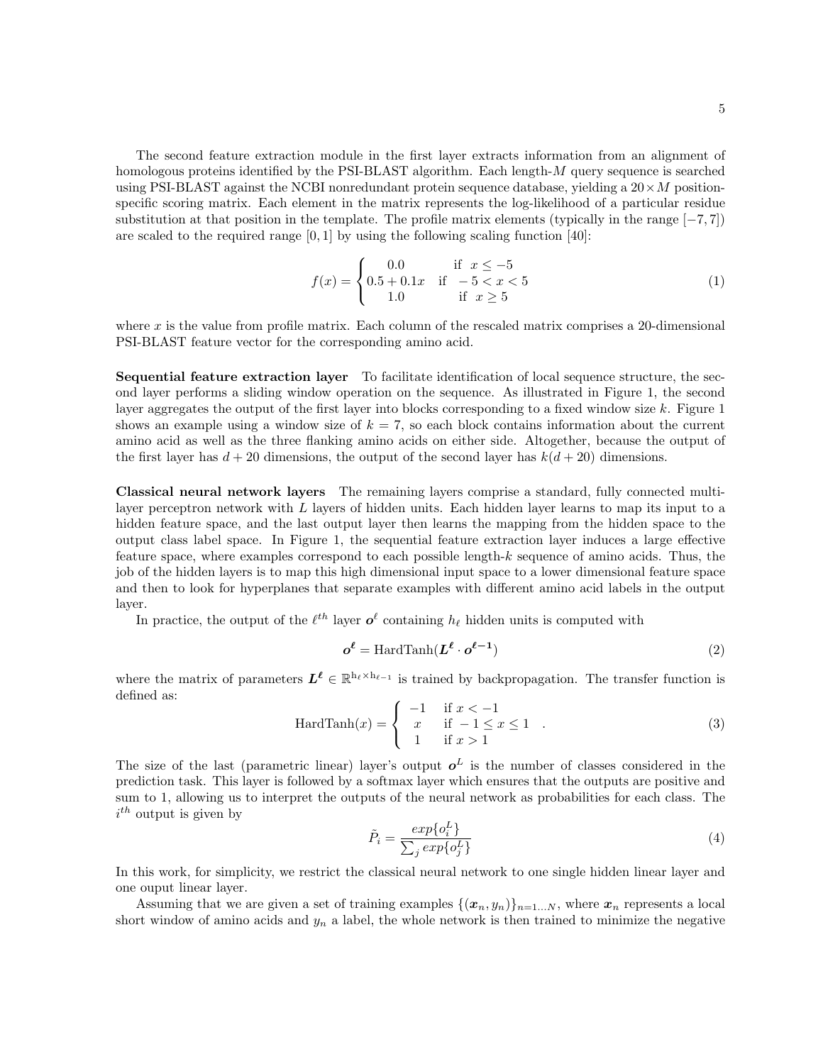The second feature extraction module in the first layer extracts information from an alignment of homologous proteins identified by the PSI-BLAST algorithm. Each length-$M$ query sequence is searched using PSI-BLAST against the NCBI nonredundant protein sequence database, yielding a $20 \times M$ position-specific scoring matrix. Each element in the matrix represents the log-likelihood of a particular residue substitution at that position in the template. The profile matrix elements (typically in the range $[-7, 7]$) are scaled to the required range $[0, 1]$ by using the following scaling function [40]:

$$f(x) = \begin{cases} 0.0 & \text{if } \ x \leq -5 \\ 0.5 + 0.1x & \text{if } \ -5 < x < 5 \\ 1.0 & \text{if } \ x \geq 5 \end{cases} \tag{1}$$

where $x$ is the value from profile matrix. Each column of the rescaled matrix comprises a 20-dimensional PSI-BLAST feature vector for the corresponding amino acid.

**Sequential feature extraction layer** To facilitate identification of local sequence structure, the second layer performs a sliding window operation on the sequence. As illustrated in Figure 1, the second layer aggregates the output of the first layer into blocks corresponding to a fixed window size $k$. Figure 1 shows an example using a window size of $k = 7$, so each block contains information about the current amino acid as well as the three flanking amino acids on either side. Altogether, because the output of the first layer has $d + 20$ dimensions, the output of the second layer has $k(d + 20)$ dimensions.

**Classical neural network layers** The remaining layers comprise a standard, fully connected multi-layer perceptron network with $L$ layers of hidden units. Each hidden layer learns to map its input to a hidden feature space, and the last output layer then learns the mapping from the hidden space to the output class label space. In Figure 1, the sequential feature extraction layer induces a large effective feature space, where examples correspond to each possible length-$k$ sequence of amino acids. Thus, the job of the hidden layers is to map this high dimensional input space to a lower dimensional feature space and then to look for hyperplanes that separate examples with different amino acid labels in the output layer.

In practice, the output of the $\ell^{th}$ layer $\boldsymbol{o}^{\ell}$ containing $h_\ell$ hidden units is computed with

$$\boldsymbol{o^{\ell}} = \text{HardTanh}(\boldsymbol{L^{\ell}} \cdot \boldsymbol{o^{\ell-1}}) \tag{2}$$

where the matrix of parameters $\boldsymbol{L^{\ell}} \in \mathbb{R}^{\mathrm{h}_\ell \times \mathrm{h}_{\ell-1}}$ is trained by backpropagation. The transfer function is defined as:

$$\text{HardTanh}(x) = \begin{cases} -1 & \text{if } x < -1 \\ x & \text{if } -1 \leq x \leq 1 \\ 1 & \text{if } x > 1 \end{cases} . \tag{3}$$

The size of the last (parametric linear) layer's output $\boldsymbol{o}^L$ is the number of classes considered in the prediction task. This layer is followed by a softmax layer which ensures that the outputs are positive and sum to 1, allowing us to interpret the outputs of the neural network as probabilities for each class. The $i^{th}$ output is given by

$$\tilde{P}_i = \frac{exp\{o_i^L\}}{\sum_j exp\{o_j^L\}} \tag{4}$$

In this work, for simplicity, we restrict the classical neural network to one single hidden linear layer and one ouput linear layer.

Assuming that we are given a set of training examples $\{(\boldsymbol{x}_n, y_n)\}_{n=1 \dots N}$, where $\boldsymbol{x}_n$ represents a local short window of amino acids and $y_n$ a label, the whole network is then trained to minimize the negative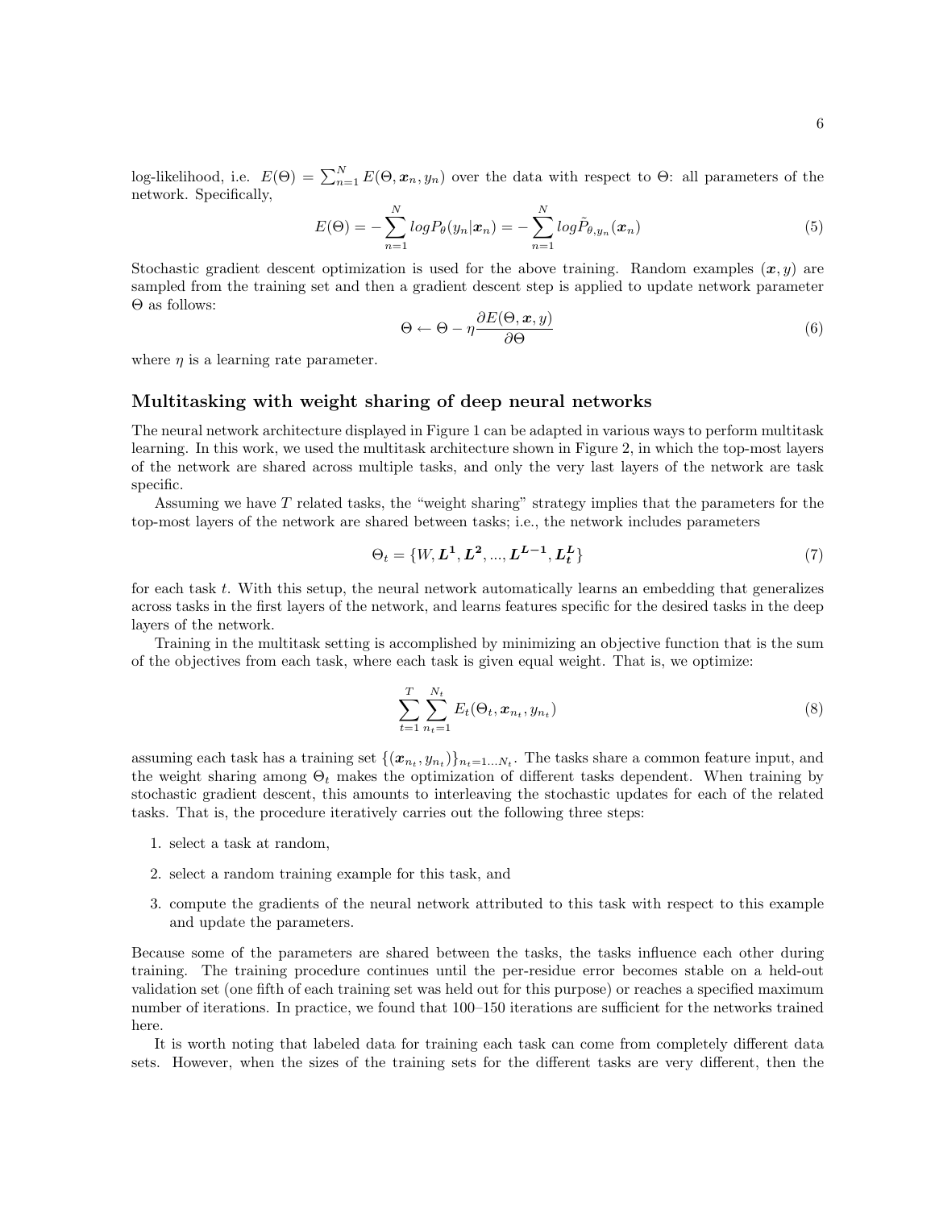log-likelihood, i.e. $E(\Theta) = \sum_{n=1}^{N} E(\Theta, \boldsymbol{x}_n, y_n)$ over the data with respect to $\Theta$: all parameters of the network. Specifically,

$$E(\Theta) = -\sum_{n=1}^{N} log P_\theta(y_n|\boldsymbol{x}_n) = -\sum_{n=1}^{N} log \tilde{P}_{\theta, y_n}(\boldsymbol{x}_n) \tag{5}$$

Stochastic gradient descent optimization is used for the above training. Random examples $(\boldsymbol{x}, y)$ are sampled from the training set and then a gradient descent step is applied to update network parameter $\Theta$ as follows:

$$\Theta \leftarrow \Theta - \eta \frac{\partial E(\Theta, \boldsymbol{x}, y)}{\partial \Theta} \tag{6}$$

where $\eta$ is a learning rate parameter.

## Multitasking with weight sharing of deep neural networks

The neural network architecture displayed in Figure 1 can be adapted in various ways to perform multitask learning. In this work, we used the multitask architecture shown in Figure 2, in which the top-most layers of the network are shared across multiple tasks, and only the very last layers of the network are task specific.

Assuming we have $T$ related tasks, the "weight sharing" strategy implies that the parameters for the top-most layers of the network are shared between tasks; i.e., the network includes parameters

$$\Theta_t = \{W, \boldsymbol{L^1}, \boldsymbol{L^2}, ..., \boldsymbol{L^{L-1}}, \boldsymbol{L_t^L}\} \tag{7}$$

for each task $t$. With this setup, the neural network automatically learns an embedding that generalizes across tasks in the first layers of the network, and learns features specific for the desired tasks in the deep layers of the network.

Training in the multitask setting is accomplished by minimizing an objective function that is the sum of the objectives from each task, where each task is given equal weight. That is, we optimize:

$$\sum_{t=1}^{T} \sum_{n_t=1}^{N_t} E_t(\Theta_t, \boldsymbol{x}_{n_t}, y_{n_t}) \tag{8}$$

assuming each task has a training set $\{(\boldsymbol{x}_{n_t}, y_{n_t})\}_{n_t=1...N_t}$. The tasks share a common feature input, and the weight sharing among $\Theta_t$ makes the optimization of different tasks dependent. When training by stochastic gradient descent, this amounts to interleaving the stochastic updates for each of the related tasks. That is, the procedure iteratively carries out the following three steps:

1. select a task at random,
2. select a random training example for this task, and
3. compute the gradients of the neural network attributed to this task with respect to this example and update the parameters.

Because some of the parameters are shared between the tasks, the tasks influence each other during training. The training procedure continues until the per-residue error becomes stable on a held-out validation set (one fifth of each training set was held out for this purpose) or reaches a specified maximum number of iterations. In practice, we found that 100–150 iterations are sufficient for the networks trained here.

It is worth noting that labeled data for training each task can come from completely different data sets. However, when the sizes of the training sets for the different tasks are very different, then the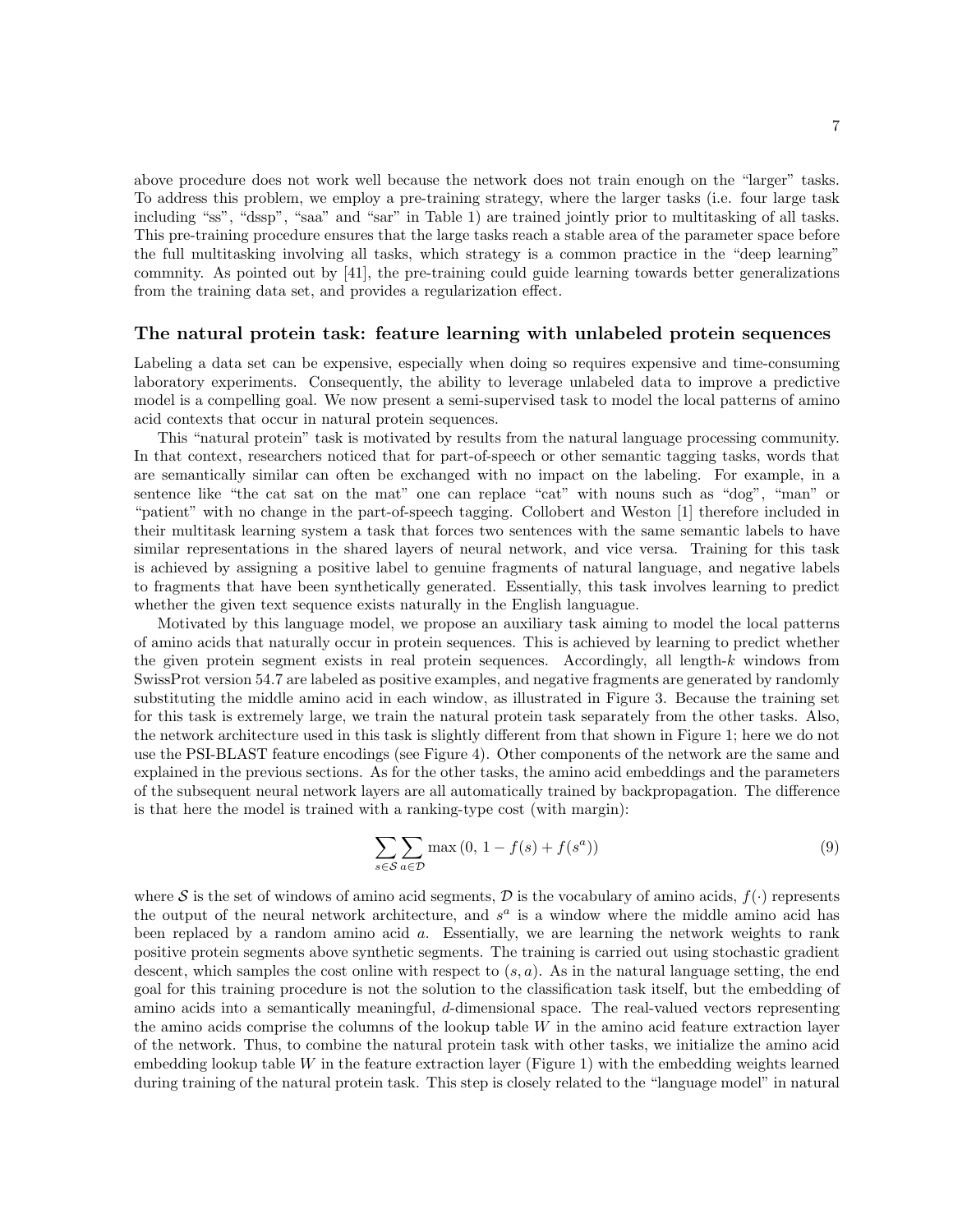above procedure does not work well because the network does not train enough on the "larger" tasks. To address this problem, we employ a pre-training strategy, where the larger tasks (i.e. four large task including "ss", "dssp", "saa" and "sar" in Table 1) are trained jointly prior to multitasking of all tasks. This pre-training procedure ensures that the large tasks reach a stable area of the parameter space before the full multitasking involving all tasks, which strategy is a common practice in the "deep learning" commnity. As pointed out by [41], the pre-training could guide learning towards better generalizations from the training data set, and provides a regularization effect.

## The natural protein task: feature learning with unlabeled protein sequences

Labeling a data set can be expensive, especially when doing so requires expensive and time-consuming laboratory experiments. Consequently, the ability to leverage unlabeled data to improve a predictive model is a compelling goal. We now present a semi-supervised task to model the local patterns of amino acid contexts that occur in natural protein sequences.

This "natural protein" task is motivated by results from the natural language processing community. In that context, researchers noticed that for part-of-speech or other semantic tagging tasks, words that are semantically similar can often be exchanged with no impact on the labeling. For example, in a sentence like "the cat sat on the mat" one can replace "cat" with nouns such as "dog", "man" or "patient" with no change in the part-of-speech tagging. Collobert and Weston [1] therefore included in their multitask learning system a task that forces two sentences with the same semantic labels to have similar representations in the shared layers of neural network, and vice versa. Training for this task is achieved by assigning a positive label to genuine fragments of natural language, and negative labels to fragments that have been synthetically generated. Essentially, this task involves learning to predict whether the given text sequence exists naturally in the English languague.

Motivated by this language model, we propose an auxiliary task aiming to model the local patterns of amino acids that naturally occur in protein sequences. This is achieved by learning to predict whether the given protein segment exists in real protein sequences. Accordingly, all length-$k$ windows from SwissProt version 54.7 are labeled as positive examples, and negative fragments are generated by randomly substituting the middle amino acid in each window, as illustrated in Figure 3. Because the training set for this task is extremely large, we train the natural protein task separately from the other tasks. Also, the network architecture used in this task is slightly different from that shown in Figure 1; here we do not use the PSI-BLAST feature encodings (see Figure 4). Other components of the network are the same and explained in the previous sections. As for the other tasks, the amino acid embeddings and the parameters of the subsequent neural network layers are all automatically trained by backpropagation. The difference is that here the model is trained with a ranking-type cost (with margin):

$$\sum_{s \in \mathcal{S}} \sum_{a \in \mathcal{D}} \max\left(0,\, 1 - f(s) + f(s^a)\right) \tag{9}$$

where $\mathcal{S}$ is the set of windows of amino acid segments, $\mathcal{D}$ is the vocabulary of amino acids, $f(\cdot)$ represents the output of the neural network architecture, and $s^a$ is a window where the middle amino acid has been replaced by a random amino acid $a$. Essentially, we are learning the network weights to rank positive protein segments above synthetic segments. The training is carried out using stochastic gradient descent, which samples the cost online with respect to $(s, a)$. As in the natural language setting, the end goal for this training procedure is not the solution to the classification task itself, but the embedding of amino acids into a semantically meaningful, $d$-dimensional space. The real-valued vectors representing the amino acids comprise the columns of the lookup table $W$ in the amino acid feature extraction layer of the network. Thus, to combine the natural protein task with other tasks, we initialize the amino acid embedding lookup table $W$ in the feature extraction layer (Figure 1) with the embedding weights learned during training of the natural protein task. This step is closely related to the "language model" in natural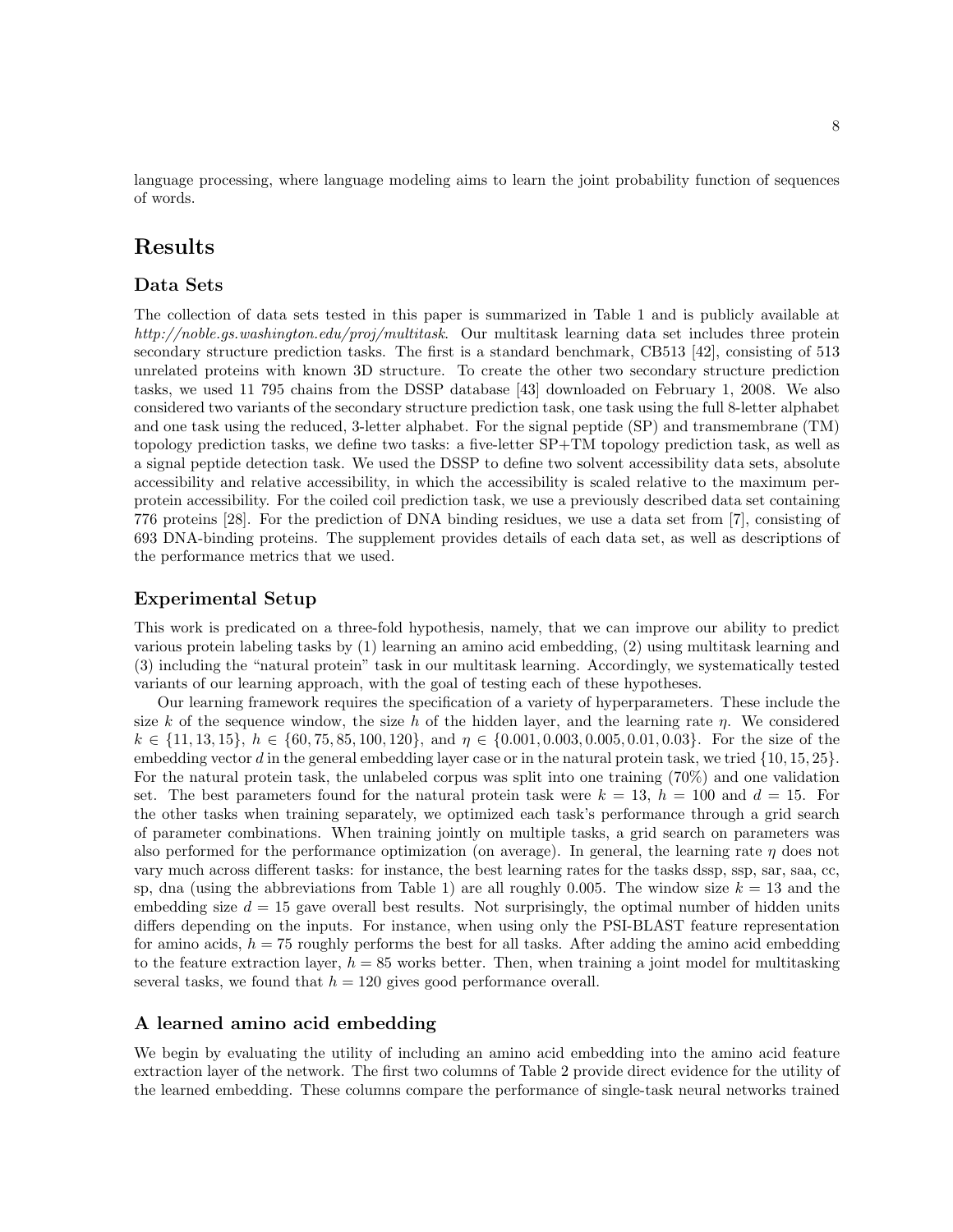language processing, where language modeling aims to learn the joint probability function of sequences of words.

# Results

## Data Sets

The collection of data sets tested in this paper is summarized in Table 1 and is publicly available at *http://noble.gs.washington.edu/proj/multitask*. Our multitask learning data set includes three protein secondary structure prediction tasks. The first is a standard benchmark, CB513 [42], consisting of 513 unrelated proteins with known 3D structure. To create the other two secondary structure prediction tasks, we used 11 795 chains from the DSSP database [43] downloaded on February 1, 2008. We also considered two variants of the secondary structure prediction task, one task using the full 8-letter alphabet and one task using the reduced, 3-letter alphabet. For the signal peptide (SP) and transmembrane (TM) topology prediction tasks, we define two tasks: a five-letter SP+TM topology prediction task, as well as a signal peptide detection task. We used the DSSP to define two solvent accessibility data sets, absolute accessibility and relative accessibility, in which the accessibility is scaled relative to the maximum per-protein accessibility. For the coiled coil prediction task, we use a previously described data set containing 776 proteins [28]. For the prediction of DNA binding residues, we use a data set from [7], consisting of 693 DNA-binding proteins. The supplement provides details of each data set, as well as descriptions of the performance metrics that we used.

## Experimental Setup

This work is predicated on a three-fold hypothesis, namely, that we can improve our ability to predict various protein labeling tasks by (1) learning an amino acid embedding, (2) using multitask learning and (3) including the "natural protein" task in our multitask learning. Accordingly, we systematically tested variants of our learning approach, with the goal of testing each of these hypotheses.

Our learning framework requires the specification of a variety of hyperparameters. These include the size $k$ of the sequence window, the size $h$ of the hidden layer, and the learning rate $\eta$. We considered $k \in \{11, 13, 15\}$, $h \in \{60, 75, 85, 100, 120\}$, and $\eta \in \{0.001, 0.003, 0.005, 0.01, 0.03\}$. For the size of the embedding vector $d$ in the general embedding layer case or in the natural protein task, we tried $\{10, 15, 25\}$. For the natural protein task, the unlabeled corpus was split into one training (70%) and one validation set. The best parameters found for the natural protein task were $k = 13$, $h = 100$ and $d = 15$. For the other tasks when training separately, we optimized each task's performance through a grid search of parameter combinations. When training jointly on multiple tasks, a grid search on parameters was also performed for the performance optimization (on average). In general, the learning rate $\eta$ does not vary much across different tasks: for instance, the best learning rates for the tasks dssp, ssp, sar, saa, cc, sp, dna (using the abbreviations from Table 1) are all roughly 0.005. The window size $k = 13$ and the embedding size $d = 15$ gave overall best results. Not surprisingly, the optimal number of hidden units differs depending on the inputs. For instance, when using only the PSI-BLAST feature representation for amino acids, $h = 75$ roughly performs the best for all tasks. After adding the amino acid embedding to the feature extraction layer, $h = 85$ works better. Then, when training a joint model for multitasking several tasks, we found that $h = 120$ gives good performance overall.

## A learned amino acid embedding

We begin by evaluating the utility of including an amino acid embedding into the amino acid feature extraction layer of the network. The first two columns of Table 2 provide direct evidence for the utility of the learned embedding. These columns compare the performance of single-task neural networks trained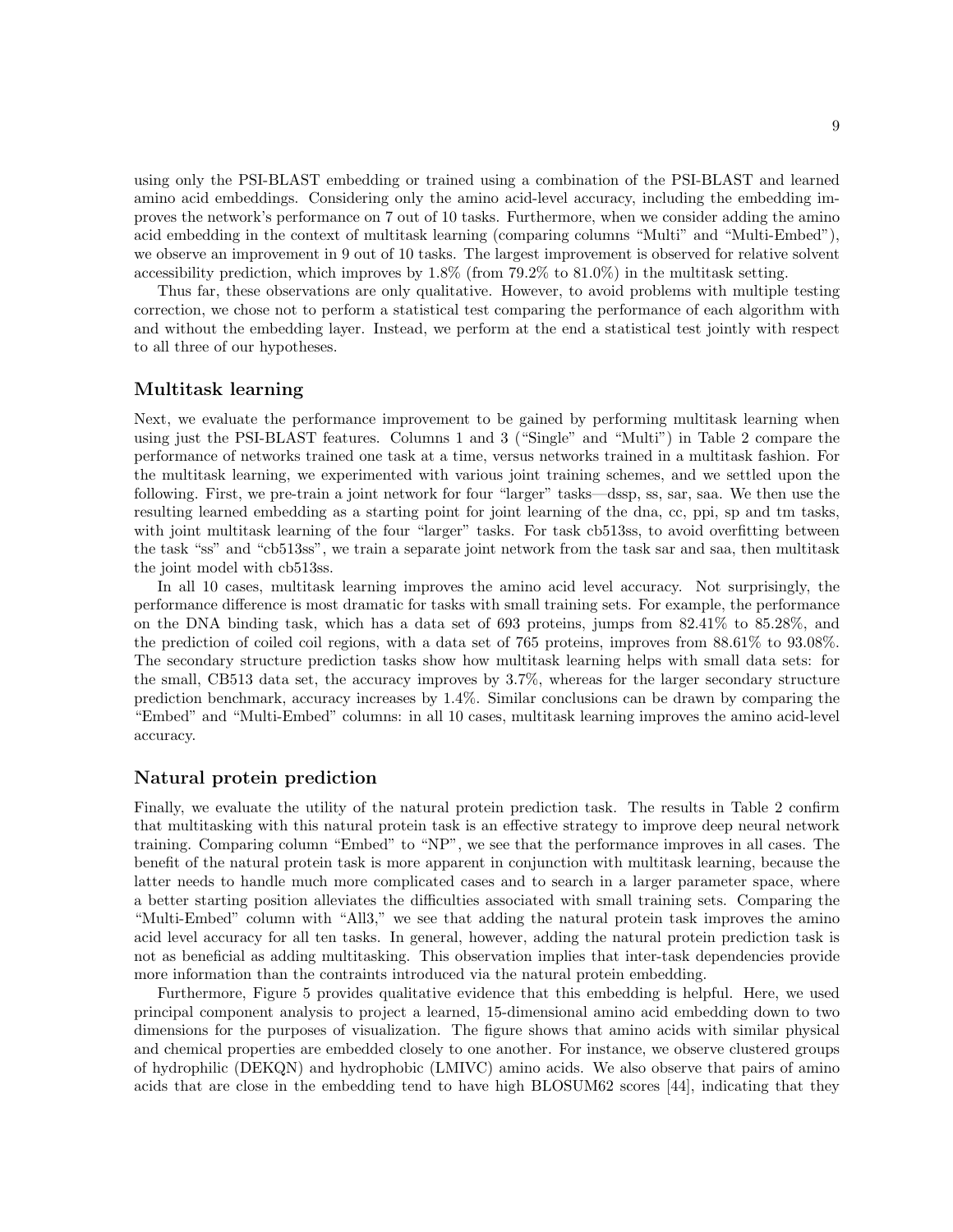using only the PSI-BLAST embedding or trained using a combination of the PSI-BLAST and learned amino acid embeddings. Considering only the amino acid-level accuracy, including the embedding improves the network's performance on 7 out of 10 tasks. Furthermore, when we consider adding the amino acid embedding in the context of multitask learning (comparing columns "Multi" and "Multi-Embed"), we observe an improvement in 9 out of 10 tasks. The largest improvement is observed for relative solvent accessibility prediction, which improves by 1.8% (from 79.2% to 81.0%) in the multitask setting.

Thus far, these observations are only qualitative. However, to avoid problems with multiple testing correction, we chose not to perform a statistical test comparing the performance of each algorithm with and without the embedding layer. Instead, we perform at the end a statistical test jointly with respect to all three of our hypotheses.

## Multitask learning

Next, we evaluate the performance improvement to be gained by performing multitask learning when using just the PSI-BLAST features. Columns 1 and 3 ("Single" and "Multi") in Table 2 compare the performance of networks trained one task at a time, versus networks trained in a multitask fashion. For the multitask learning, we experimented with various joint training schemes, and we settled upon the following. First, we pre-train a joint network for four "larger" tasks—dssp, ss, sar, saa. We then use the resulting learned embedding as a starting point for joint learning of the dna, cc, ppi, sp and tm tasks, with joint multitask learning of the four "larger" tasks. For task cb513ss, to avoid overfitting between the task "ss" and "cb513ss", we train a separate joint network from the task sar and saa, then multitask the joint model with cb513ss.

In all 10 cases, multitask learning improves the amino acid level accuracy. Not surprisingly, the performance difference is most dramatic for tasks with small training sets. For example, the performance on the DNA binding task, which has a data set of 693 proteins, jumps from 82.41% to 85.28%, and the prediction of coiled coil regions, with a data set of 765 proteins, improves from 88.61% to 93.08%. The secondary structure prediction tasks show how multitask learning helps with small data sets: for the small, CB513 data set, the accuracy improves by 3.7%, whereas for the larger secondary structure prediction benchmark, accuracy increases by 1.4%. Similar conclusions can be drawn by comparing the "Embed" and "Multi-Embed" columns: in all 10 cases, multitask learning improves the amino acid-level accuracy.

## Natural protein prediction

Finally, we evaluate the utility of the natural protein prediction task. The results in Table 2 confirm that multitasking with this natural protein task is an effective strategy to improve deep neural network training. Comparing column "Embed" to "NP", we see that the performance improves in all cases. The benefit of the natural protein task is more apparent in conjunction with multitask learning, because the latter needs to handle much more complicated cases and to search in a larger parameter space, where a better starting position alleviates the difficulties associated with small training sets. Comparing the "Multi-Embed" column with "All3," we see that adding the natural protein task improves the amino acid level accuracy for all ten tasks. In general, however, adding the natural protein prediction task is not as beneficial as adding multitasking. This observation implies that inter-task dependencies provide more information than the contraints introduced via the natural protein embedding.

Furthermore, Figure 5 provides qualitative evidence that this embedding is helpful. Here, we used principal component analysis to project a learned, 15-dimensional amino acid embedding down to two dimensions for the purposes of visualization. The figure shows that amino acids with similar physical and chemical properties are embedded closely to one another. For instance, we observe clustered groups of hydrophilic (DEKQN) and hydrophobic (LMIVC) amino acids. We also observe that pairs of amino acids that are close in the embedding tend to have high BLOSUM62 scores [44], indicating that they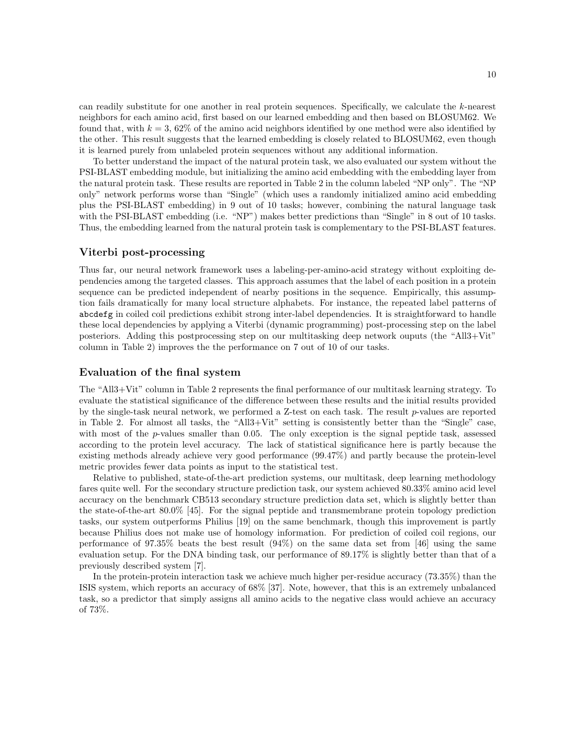can readily substitute for one another in real protein sequences. Specifically, we calculate the $k$-nearest neighbors for each amino acid, first based on our learned embedding and then based on BLOSUM62. We found that, with $k = 3$, 62% of the amino acid neighbors identified by one method were also identified by the other. This result suggests that the learned embedding is closely related to BLOSUM62, even though it is learned purely from unlabeled protein sequences without any additional information.

To better understand the impact of the natural protein task, we also evaluated our system without the PSI-BLAST embedding module, but initializing the amino acid embedding with the embedding layer from the natural protein task. These results are reported in Table 2 in the column labeled "NP only". The "NP only" network performs worse than "Single" (which uses a randomly initialized amino acid embedding plus the PSI-BLAST embedding) in 9 out of 10 tasks; however, combining the natural language task with the PSI-BLAST embedding (i.e. "NP") makes better predictions than "Single" in 8 out of 10 tasks. Thus, the embedding learned from the natural protein task is complementary to the PSI-BLAST features.

## Viterbi post-processing

Thus far, our neural network framework uses a labeling-per-amino-acid strategy without exploiting dependencies among the targeted classes. This approach assumes that the label of each position in a protein sequence can be predicted independent of nearby positions in the sequence. Empirically, this assumption fails dramatically for many local structure alphabets. For instance, the repeated label patterns of `abcdefg` in coiled coil predictions exhibit strong inter-label dependencies. It is straightforward to handle these local dependencies by applying a Viterbi (dynamic programming) post-processing step on the label posteriors. Adding this postprocessing step on our multitasking deep network ouputs (the "All3+Vit" column in Table 2) improves the the performance on 7 out of 10 of our tasks.

## Evaluation of the final system

The "All3+Vit" column in Table 2 represents the final performance of our multitask learning strategy. To evaluate the statistical significance of the difference between these results and the initial results provided by the single-task neural network, we performed a Z-test on each task. The result $p$-values are reported in Table 2. For almost all tasks, the "All3+Vit" setting is consistently better than the "Single" case, with most of the $p$-values smaller than 0.05. The only exception is the signal peptide task, assessed according to the protein level accuracy. The lack of statistical significance here is partly because the existing methods already achieve very good performance (99.47%) and partly because the protein-level metric provides fewer data points as input to the statistical test.

Relative to published, state-of-the-art prediction systems, our multitask, deep learning methodology fares quite well. For the secondary structure prediction task, our system achieved 80.33% amino acid level accuracy on the benchmark CB513 secondary structure prediction data set, which is slightly better than the state-of-the-art 80.0% [45]. For the signal peptide and transmembrane protein topology prediction tasks, our system outperforms Philius [19] on the same benchmark, though this improvement is partly because Philius does not make use of homology information. For prediction of coiled coil regions, our performance of 97.35% beats the best result (94%) on the same data set from [46] using the same evaluation setup. For the DNA binding task, our performance of 89.17% is slightly better than that of a previously described system [7].

In the protein-protein interaction task we achieve much higher per-residue accuracy (73.35%) than the ISIS system, which reports an accuracy of 68% [37]. Note, however, that this is an extremely unbalanced task, so a predictor that simply assigns all amino acids to the negative class would achieve an accuracy of 73%.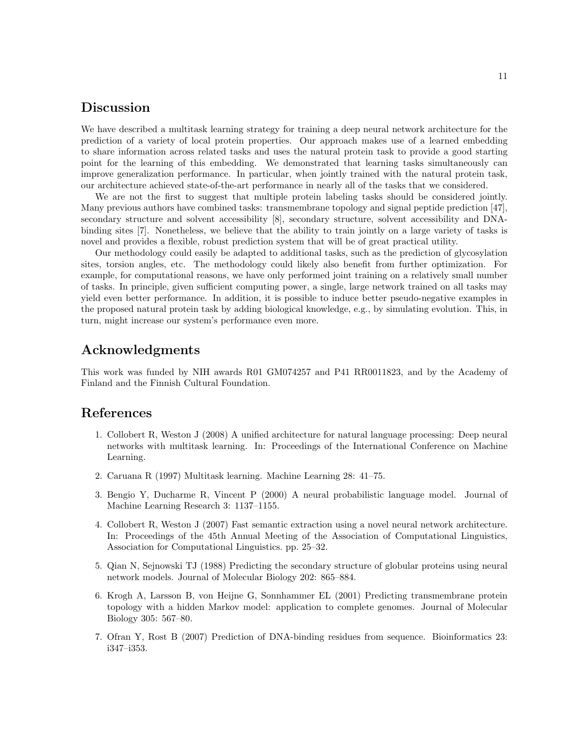## Discussion

We have described a multitask learning strategy for training a deep neural network architecture for the prediction of a variety of local protein properties. Our approach makes use of a learned embedding to share information across related tasks and uses the natural protein task to provide a good starting point for the learning of this embedding. We demonstrated that learning tasks simultaneously can improve generalization performance. In particular, when jointly trained with the natural protein task, our architecture achieved state-of-the-art performance in nearly all of the tasks that we considered.

We are not the first to suggest that multiple protein labeling tasks should be considered jointly. Many previous authors have combined tasks: transmembrane topology and signal peptide prediction [47], secondary structure and solvent accessibility [8], secondary structure, solvent accessibility and DNA-binding sites [7]. Nonetheless, we believe that the ability to train jointly on a large variety of tasks is novel and provides a flexible, robust prediction system that will be of great practical utility.

Our methodology could easily be adapted to additional tasks, such as the prediction of glycosylation sites, torsion angles, etc. The methodology could likely also benefit from further optimization. For example, for computational reasons, we have only performed joint training on a relatively small number of tasks. In principle, given sufficient computing power, a single, large network trained on all tasks may yield even better performance. In addition, it is possible to induce better pseudo-negative examples in the proposed natural protein task by adding biological knowledge, e.g., by simulating evolution. This, in turn, might increase our system's performance even more.

## Acknowledgments

This work was funded by NIH awards R01 GM074257 and P41 RR0011823, and by the Academy of Finland and the Finnish Cultural Foundation.

## References

1. Collobert R, Weston J (2008) A unified architecture for natural language processing: Deep neural networks with multitask learning. In: Proceedings of the International Conference on Machine Learning.
2. Caruana R (1997) Multitask learning. Machine Learning 28: 41–75.
3. Bengio Y, Ducharme R, Vincent P (2000) A neural probabilistic language model. Journal of Machine Learning Research 3: 1137–1155.
4. Collobert R, Weston J (2007) Fast semantic extraction using a novel neural network architecture. In: Proceedings of the 45th Annual Meeting of the Association of Computational Linguistics, Association for Computational Linguistics. pp. 25–32.
5. Qian N, Sejnowski TJ (1988) Predicting the secondary structure of globular proteins using neural network models. Journal of Molecular Biology 202: 865–884.
6. Krogh A, Larsson B, von Heijne G, Sonnhammer EL (2001) Predicting transmembrane protein topology with a hidden Markov model: application to complete genomes. Journal of Molecular Biology 305: 567–80.
7. Ofran Y, Rost B (2007) Prediction of DNA-binding residues from sequence. Bioinformatics 23: i347–i353.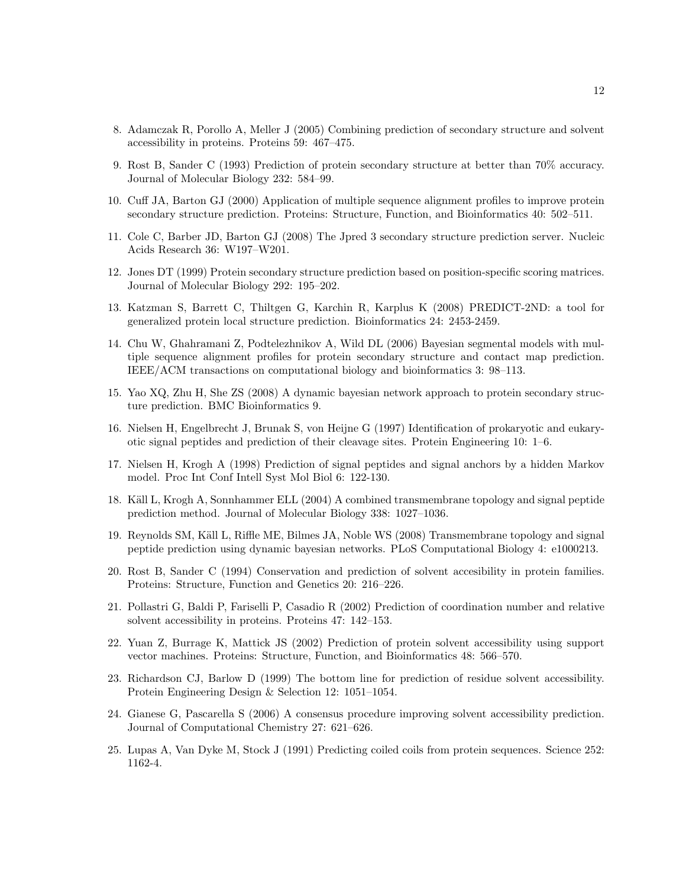8. Adamczak R, Porollo A, Meller J (2005) Combining prediction of secondary structure and solvent accessibility in proteins. Proteins 59: 467–475.

9. Rost B, Sander C (1993) Prediction of protein secondary structure at better than 70% accuracy. Journal of Molecular Biology 232: 584–99.

10. Cuff JA, Barton GJ (2000) Application of multiple sequence alignment profiles to improve protein secondary structure prediction. Proteins: Structure, Function, and Bioinformatics 40: 502–511.

11. Cole C, Barber JD, Barton GJ (2008) The Jpred 3 secondary structure prediction server. Nucleic Acids Research 36: W197–W201.

12. Jones DT (1999) Protein secondary structure prediction based on position-specific scoring matrices. Journal of Molecular Biology 292: 195–202.

13. Katzman S, Barrett C, Thiltgen G, Karchin R, Karplus K (2008) PREDICT-2ND: a tool for generalized protein local structure prediction. Bioinformatics 24: 2453-2459.

14. Chu W, Ghahramani Z, Podtelezhnikov A, Wild DL (2006) Bayesian segmental models with multiple sequence alignment profiles for protein secondary structure and contact map prediction. IEEE/ACM transactions on computational biology and bioinformatics 3: 98–113.

15. Yao XQ, Zhu H, She ZS (2008) A dynamic bayesian network approach to protein secondary structure prediction. BMC Bioinformatics 9.

16. Nielsen H, Engelbrecht J, Brunak S, von Heijne G (1997) Identification of prokaryotic and eukaryotic signal peptides and prediction of their cleavage sites. Protein Engineering 10: 1–6.

17. Nielsen H, Krogh A (1998) Prediction of signal peptides and signal anchors by a hidden Markov model. Proc Int Conf Intell Syst Mol Biol 6: 122-130.

18. Käll L, Krogh A, Sonnhammer ELL (2004) A combined transmembrane topology and signal peptide prediction method. Journal of Molecular Biology 338: 1027–1036.

19. Reynolds SM, Käll L, Riffle ME, Bilmes JA, Noble WS (2008) Transmembrane topology and signal peptide prediction using dynamic bayesian networks. PLoS Computational Biology 4: e1000213.

20. Rost B, Sander C (1994) Conservation and prediction of solvent accesibility in protein families. Proteins: Structure, Function and Genetics 20: 216–226.

21. Pollastri G, Baldi P, Fariselli P, Casadio R (2002) Prediction of coordination number and relative solvent accessibility in proteins. Proteins 47: 142–153.

22. Yuan Z, Burrage K, Mattick JS (2002) Prediction of protein solvent accessibility using support vector machines. Proteins: Structure, Function, and Bioinformatics 48: 566–570.

23. Richardson CJ, Barlow D (1999) The bottom line for prediction of residue solvent accessibility. Protein Engineering Design & Selection 12: 1051–1054.

24. Gianese G, Pascarella S (2006) A consensus procedure improving solvent accessibility prediction. Journal of Computational Chemistry 27: 621–626.

25. Lupas A, Van Dyke M, Stock J (1991) Predicting coiled coils from protein sequences. Science 252: 1162-4.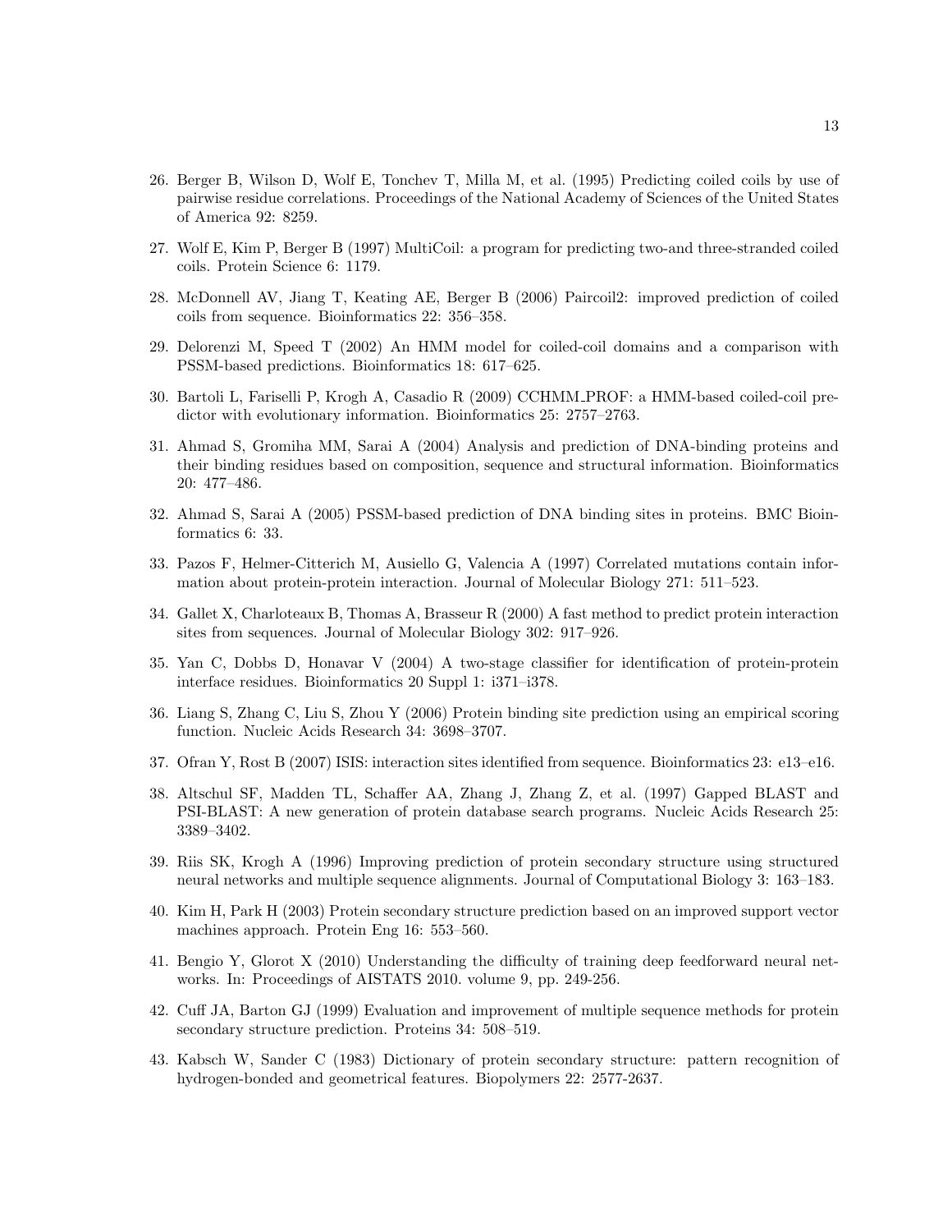26. Berger B, Wilson D, Wolf E, Tonchev T, Milla M, et al. (1995) Predicting coiled coils by use of pairwise residue correlations. Proceedings of the National Academy of Sciences of the United States of America 92: 8259.

27. Wolf E, Kim P, Berger B (1997) MultiCoil: a program for predicting two-and three-stranded coiled coils. Protein Science 6: 1179.

28. McDonnell AV, Jiang T, Keating AE, Berger B (2006) Paircoil2: improved prediction of coiled coils from sequence. Bioinformatics 22: 356–358.

29. Delorenzi M, Speed T (2002) An HMM model for coiled-coil domains and a comparison with PSSM-based predictions. Bioinformatics 18: 617–625.

30. Bartoli L, Fariselli P, Krogh A, Casadio R (2009) CCHMM_PROF: a HMM-based coiled-coil predictor with evolutionary information. Bioinformatics 25: 2757–2763.

31. Ahmad S, Gromiha MM, Sarai A (2004) Analysis and prediction of DNA-binding proteins and their binding residues based on composition, sequence and structural information. Bioinformatics 20: 477–486.

32. Ahmad S, Sarai A (2005) PSSM-based prediction of DNA binding sites in proteins. BMC Bioinformatics 6: 33.

33. Pazos F, Helmer-Citterich M, Ausiello G, Valencia A (1997) Correlated mutations contain information about protein-protein interaction. Journal of Molecular Biology 271: 511–523.

34. Gallet X, Charloteaux B, Thomas A, Brasseur R (2000) A fast method to predict protein interaction sites from sequences. Journal of Molecular Biology 302: 917–926.

35. Yan C, Dobbs D, Honavar V (2004) A two-stage classifier for identification of protein-protein interface residues. Bioinformatics 20 Suppl 1: i371–i378.

36. Liang S, Zhang C, Liu S, Zhou Y (2006) Protein binding site prediction using an empirical scoring function. Nucleic Acids Research 34: 3698–3707.

37. Ofran Y, Rost B (2007) ISIS: interaction sites identified from sequence. Bioinformatics 23: e13–e16.

38. Altschul SF, Madden TL, Schaffer AA, Zhang J, Zhang Z, et al. (1997) Gapped BLAST and PSI-BLAST: A new generation of protein database search programs. Nucleic Acids Research 25: 3389–3402.

39. Riis SK, Krogh A (1996) Improving prediction of protein secondary structure using structured neural networks and multiple sequence alignments. Journal of Computational Biology 3: 163–183.

40. Kim H, Park H (2003) Protein secondary structure prediction based on an improved support vector machines approach. Protein Eng 16: 553–560.

41. Bengio Y, Glorot X (2010) Understanding the difficulty of training deep feedforward neural networks. In: Proceedings of AISTATS 2010. volume 9, pp. 249-256.

42. Cuff JA, Barton GJ (1999) Evaluation and improvement of multiple sequence methods for protein secondary structure prediction. Proteins 34: 508–519.

43. Kabsch W, Sander C (1983) Dictionary of protein secondary structure: pattern recognition of hydrogen-bonded and geometrical features. Biopolymers 22: 2577-2637.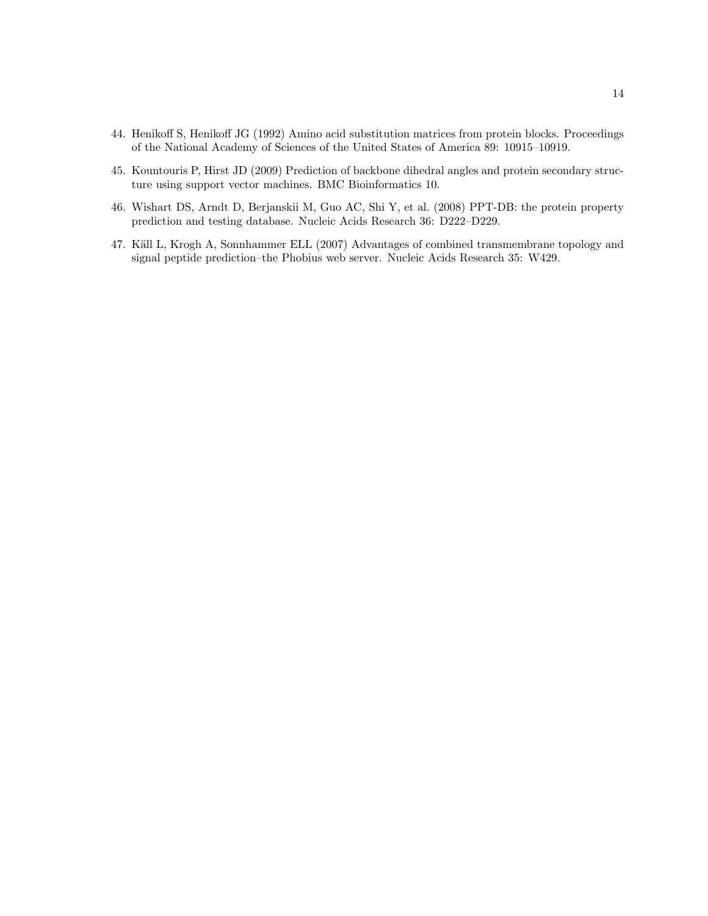44. Henikoff S, Henikoff JG (1992) Amino acid substitution matrices from protein blocks. Proceedings of the National Academy of Sciences of the United States of America 89: 10915–10919.

45. Kountouris P, Hirst JD (2009) Prediction of backbone dihedral angles and protein secondary structure using support vector machines. BMC Bioinformatics 10.

46. Wishart DS, Arndt D, Berjanskii M, Guo AC, Shi Y, et al. (2008) PPT-DB: the protein property prediction and testing database. Nucleic Acids Research 36: D222–D229.

47. Käll L, Krogh A, Sonnhammer ELL (2007) Advantages of combined transmembrane topology and signal peptide prediction–the Phobius web server. Nucleic Acids Research 35: W429.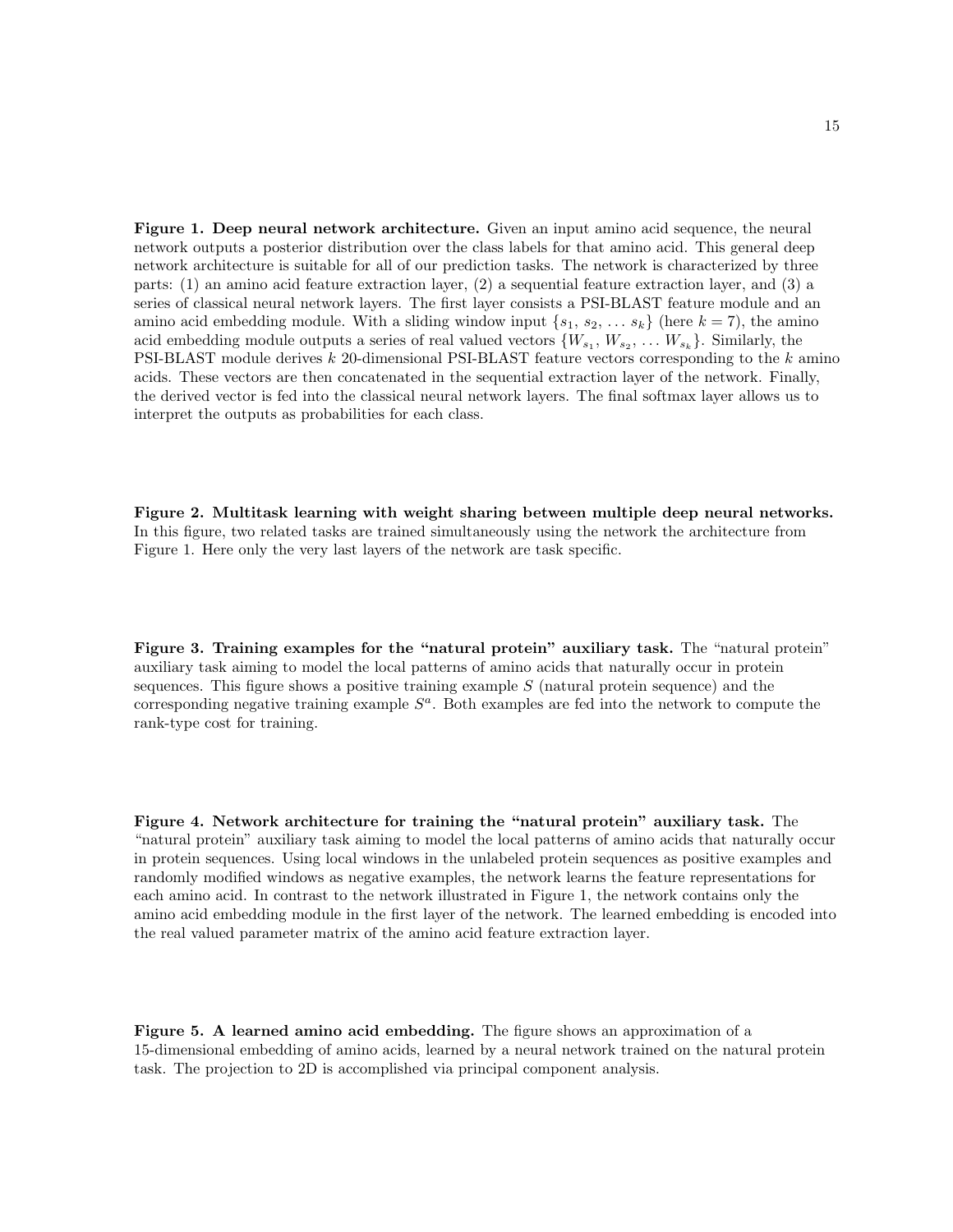**Figure 1. Deep neural network architecture.** Given an input amino acid sequence, the neural network outputs a posterior distribution over the class labels for that amino acid. This general deep network architecture is suitable for all of our prediction tasks. The network is characterized by three parts: (1) an amino acid feature extraction layer, (2) a sequential feature extraction layer, and (3) a series of classical neural network layers. The first layer consists a PSI-BLAST feature module and an amino acid embedding module. With a sliding window input $\{s_1, s_2, \ldots s_k\}$ (here $k = 7$), the amino acid embedding module outputs a series of real valued vectors $\{W_{s_1}, W_{s_2}, \ldots W_{s_k}\}$. Similarly, the PSI-BLAST module derives $k$ 20-dimensional PSI-BLAST feature vectors corresponding to the $k$ amino acids. These vectors are then concatenated in the sequential extraction layer of the network. Finally, the derived vector is fed into the classical neural network layers. The final softmax layer allows us to interpret the outputs as probabilities for each class.

**Figure 2. Multitask learning with weight sharing between multiple deep neural networks.** In this figure, two related tasks are trained simultaneously using the network the architecture from Figure 1. Here only the very last layers of the network are task specific.

**Figure 3. Training examples for the "natural protein" auxiliary task.** The "natural protein" auxiliary task aiming to model the local patterns of amino acids that naturally occur in protein sequences. This figure shows a positive training example $S$ (natural protein sequence) and the corresponding negative training example $S^a$. Both examples are fed into the network to compute the rank-type cost for training.

**Figure 4. Network architecture for training the "natural protein" auxiliary task.** The "natural protein" auxiliary task aiming to model the local patterns of amino acids that naturally occur in protein sequences. Using local windows in the unlabeled protein sequences as positive examples and randomly modified windows as negative examples, the network learns the feature representations for each amino acid. In contrast to the network illustrated in Figure 1, the network contains only the amino acid embedding module in the first layer of the network. The learned embedding is encoded into the real valued parameter matrix of the amino acid feature extraction layer.

**Figure 5. A learned amino acid embedding.** The figure shows an approximation of a 15-dimensional embedding of amino acids, learned by a neural network trained on the natural protein task. The projection to 2D is accomplished via principal component analysis.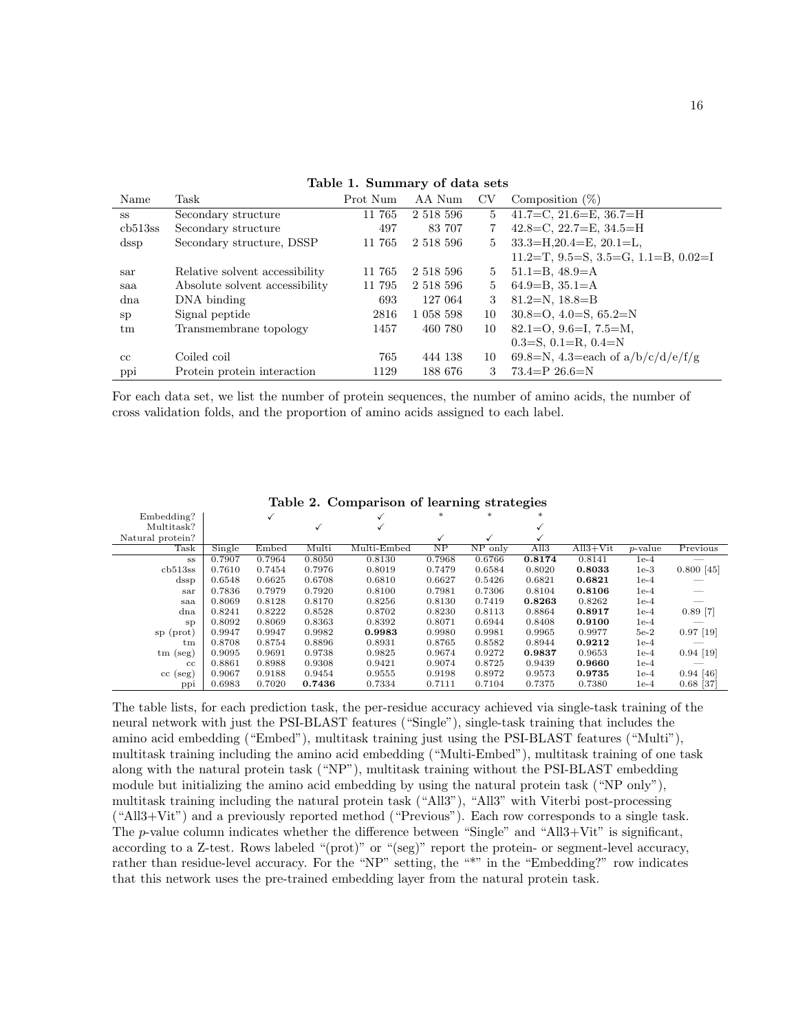**Table 1. Summary of data sets**

| Name | Task | Prot Num | AA Num | CV | Composition (%) |
|---|---|---|---|---|---|
| ss | Secondary structure | 11 765 | 2 518 596 | 5 | 41.7=C, 21.6=E, 36.7=H |
| cb513ss | Secondary structure | 497 | 83 707 | 7 | 42.8=C, 22.7=E, 34.5=H |
| dssp | Secondary structure, DSSP | 11 765 | 2 518 596 | 5 | 33.3=H,20.4=E, 20.1=L, 11.2=T, 9.5=S, 3.5=G, 1.1=B, 0.02=I |
| sar | Relative solvent accessibility | 11 765 | 2 518 596 | 5 | 51.1=B, 48.9=A |
| saa | Absolute solvent accessibility | 11 795 | 2 518 596 | 5 | 64.9=B, 35.1=A |
| dna | DNA binding | 693 | 127 064 | 3 | 81.2=N, 18.8=B |
| sp | Signal peptide | 2816 | 1 058 598 | 10 | 30.8=O, 4.0=S, 65.2=N |
| tm | Transmembrane topology | 1457 | 460 780 | 10 | 82.1=O, 9.6=I, 7.5=M, 0.3=S, 0.1=R, 0.4=N |
| cc | Coiled coil | 765 | 444 138 | 10 | 69.8=N, 4.3=each of a/b/c/d/e/f/g |
| ppi | Protein protein interaction | 1129 | 188 676 | 3 | 73.4=P 26.6=N |

For each data set, we list the number of protein sequences, the number of amino acids, the number of cross validation folds, and the proportion of amino acids assigned to each label.

**Table 2. Comparison of learning strategies**

| Embedding? | | ✓ | | ✓ | * | * | * | | | |
|---|---|---|---|---|---|---|---|---|---|---|
| Multitask? | | | ✓ | ✓ | | | ✓ | | | |
| Natural protein? | | | | | ✓ | ✓ | ✓ | | | |
| Task | Single | Embed | Multi | Multi-Embed | NP | NP only | All3 | All3+Vit | $p$-value | Previous |
| ss | 0.7907 | 0.7964 | 0.8050 | 0.8130 | 0.7968 | 0.6766 | **0.8174** | 0.8141 | 1e-4 | — |
| cb513ss | 0.7610 | 0.7454 | 0.7976 | 0.8019 | 0.7479 | 0.6584 | 0.8020 | **0.8033** | 1e-3 | 0.800 [45] |
| dssp | 0.6548 | 0.6625 | 0.6708 | 0.6810 | 0.6627 | 0.5426 | 0.6821 | **0.6821** | 1e-4 | — |
| sar | 0.7836 | 0.7979 | 0.7920 | 0.8100 | 0.7981 | 0.7306 | 0.8104 | **0.8106** | 1e-4 | — |
| saa | 0.8069 | 0.8128 | 0.8170 | 0.8256 | 0.8130 | 0.7419 | **0.8263** | 0.8262 | 1e-4 | — |
| dna | 0.8241 | 0.8222 | 0.8528 | 0.8702 | 0.8230 | 0.8113 | 0.8864 | **0.8917** | 1e-4 | 0.89 [7] |
| sp | 0.8092 | 0.8069 | 0.8363 | 0.8392 | 0.8071 | 0.6944 | 0.8408 | **0.9100** | 1e-4 | — |
| sp (prot) | 0.9947 | 0.9947 | 0.9982 | **0.9983** | 0.9980 | 0.9981 | 0.9965 | 0.9977 | 5e-2 | 0.97 [19] |
| tm | 0.8708 | 0.8754 | 0.8896 | 0.8931 | 0.8765 | 0.8582 | 0.8944 | **0.9212** | 1e-4 | — |
| tm (seg) | 0.9095 | 0.9691 | 0.9738 | 0.9825 | 0.9674 | 0.9272 | **0.9837** | 0.9653 | 1e-4 | 0.94 [19] |
| cc | 0.8861 | 0.8988 | 0.9308 | 0.9421 | 0.9074 | 0.8725 | 0.9439 | **0.9660** | 1e-4 | — |
| cc (seg) | 0.9067 | 0.9188 | 0.9454 | 0.9555 | 0.9198 | 0.8972 | 0.9573 | **0.9735** | 1e-4 | 0.94 [46] |
| ppi | 0.6983 | 0.7020 | **0.7436** | 0.7334 | 0.7111 | 0.7104 | 0.7375 | 0.7380 | 1e-4 | 0.68 [37] |

The table lists, for each prediction task, the per-residue accuracy achieved via single-task training of the neural network with just the PSI-BLAST features ("Single"), single-task training that includes the amino acid embedding ("Embed"), multitask training just using the PSI-BLAST features ("Multi"), multitask training including the amino acid embedding ("Multi-Embed"), multitask training of one task along with the natural protein task ("NP"), multitask training without the PSI-BLAST embedding module but initializing the amino acid embedding by using the natural protein task ("NP only"), multitask training including the natural protein task ("All3"), "All3" with Viterbi post-processing ("All3+Vit") and a previously reported method ("Previous"). Each row corresponds to a single task. The $p$-value column indicates whether the difference between "Single" and "All3+Vit" is significant, according to a Z-test. Rows labeled "(prot)" or "(seg)" report the protein- or segment-level accuracy, rather than residue-level accuracy. For the "NP" setting, the "*" in the "Embedding?" row indicates that this network uses the pre-trained embedding layer from the natural protein task.